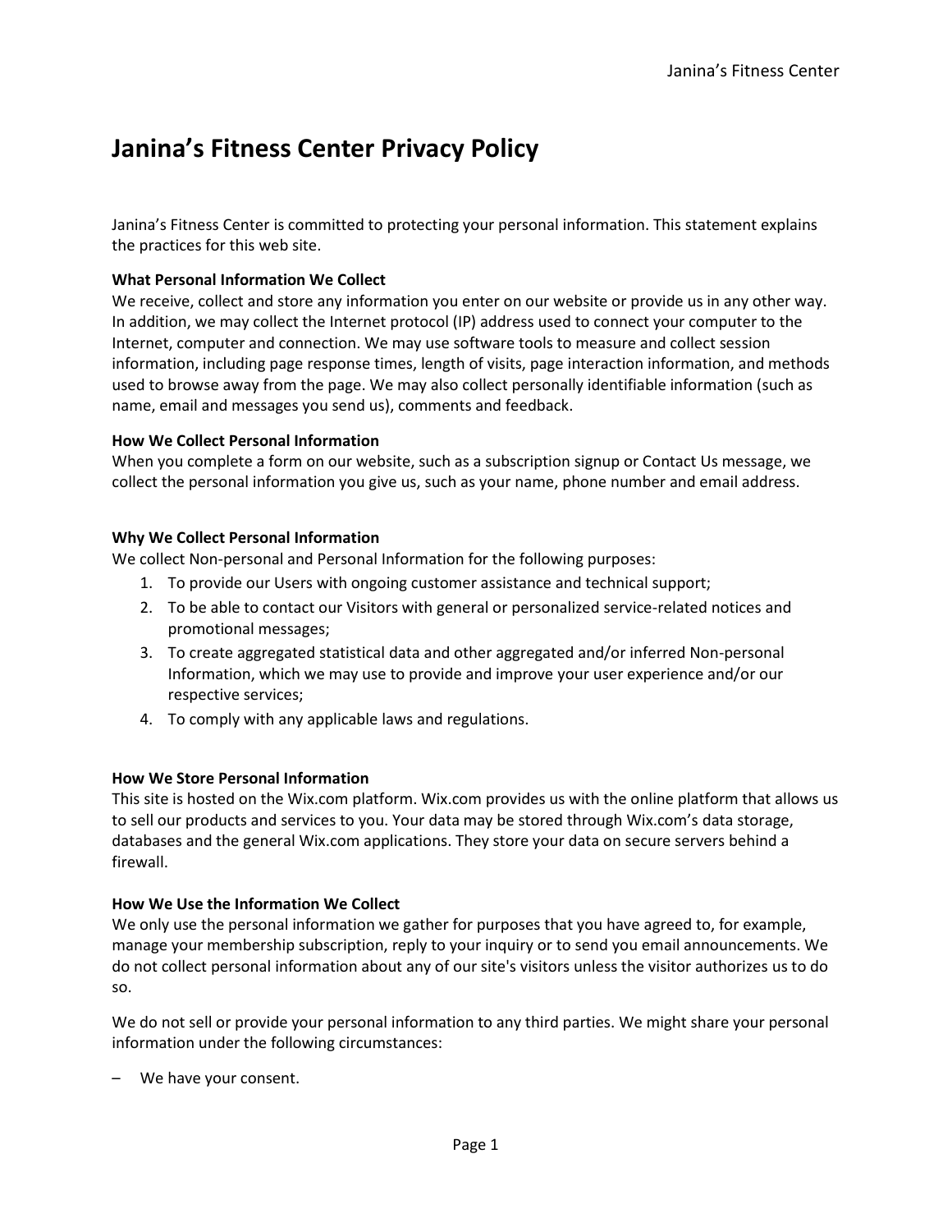# Janina's Fitness Center Privacy Policy

Janina's Fitness Center is committed to protecting your personal information. This statement explains the practices for this web site.

**What Personal Information We Collect**
We receive, collect and store any information you enter on our website or provide us in any other way. In addition, we may collect the Internet protocol (IP) address used to connect your computer to the Internet, computer and connection. We may use software tools to measure and collect session information, including page response times, length of visits, page interaction information, and methods used to browse away from the page. We may also collect personally identifiable information (such as name, email and messages you send us), comments and feedback.

**How We Collect Personal Information**
When you complete a form on our website, such as a subscription signup or Contact Us message, we collect the personal information you give us, such as your name, phone number and email address.

**Why We Collect Personal Information**
We collect Non-personal and Personal Information for the following purposes:

1. To provide our Users with ongoing customer assistance and technical support;
2. To be able to contact our Visitors with general or personalized service-related notices and promotional messages;
3. To create aggregated statistical data and other aggregated and/or inferred Non-personal Information, which we may use to provide and improve your user experience and/or our respective services;
4. To comply with any applicable laws and regulations.

**How We Store Personal Information**
This site is hosted on the Wix.com platform. Wix.com provides us with the online platform that allows us to sell our products and services to you. Your data may be stored through Wix.com's data storage, databases and the general Wix.com applications. They store your data on secure servers behind a firewall.

**How We Use the Information We Collect**
We only use the personal information we gather for purposes that you have agreed to, for example, manage your membership subscription, reply to your inquiry or to send you email announcements. We do not collect personal information about any of our site's visitors unless the visitor authorizes us to do so.

We do not sell or provide your personal information to any third parties. We might share your personal information under the following circumstances:

– We have your consent.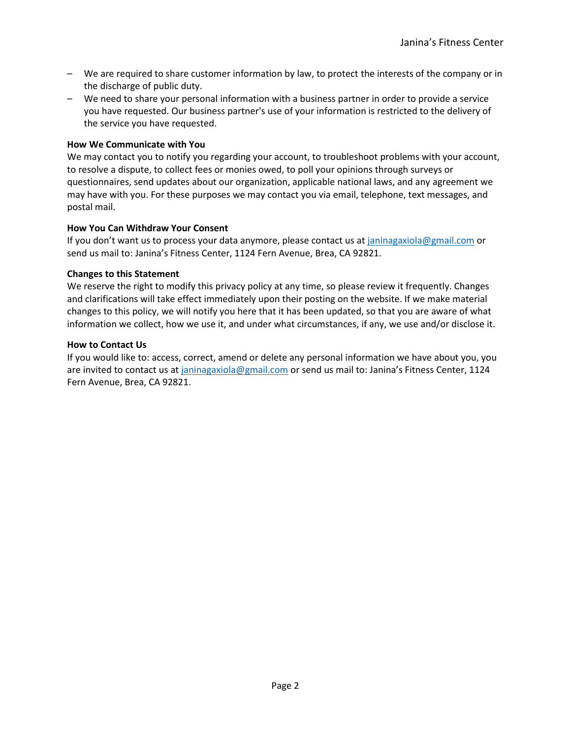- We are required to share customer information by law, to protect the interests of the company or in the discharge of public duty.
- We need to share your personal information with a business partner in order to provide a service you have requested. Our business partner's use of your information is restricted to the delivery of the service you have requested.

**How We Communicate with You**

We may contact you to notify you regarding your account, to troubleshoot problems with your account, to resolve a dispute, to collect fees or monies owed, to poll your opinions through surveys or questionnaires, send updates about our organization, applicable national laws, and any agreement we may have with you. For these purposes we may contact you via email, telephone, text messages, and postal mail.

**How You Can Withdraw Your Consent**

If you don't want us to process your data anymore, please contact us at janinagaxiola@gmail.com or send us mail to: Janina's Fitness Center, 1124 Fern Avenue, Brea, CA 92821.

**Changes to this Statement**

We reserve the right to modify this privacy policy at any time, so please review it frequently. Changes and clarifications will take effect immediately upon their posting on the website. If we make material changes to this policy, we will notify you here that it has been updated, so that you are aware of what information we collect, how we use it, and under what circumstances, if any, we use and/or disclose it.

**How to Contact Us**

If you would like to: access, correct, amend or delete any personal information we have about you, you are invited to contact us at janinagaxiola@gmail.com or send us mail to: Janina's Fitness Center, 1124 Fern Avenue, Brea, CA 92821.